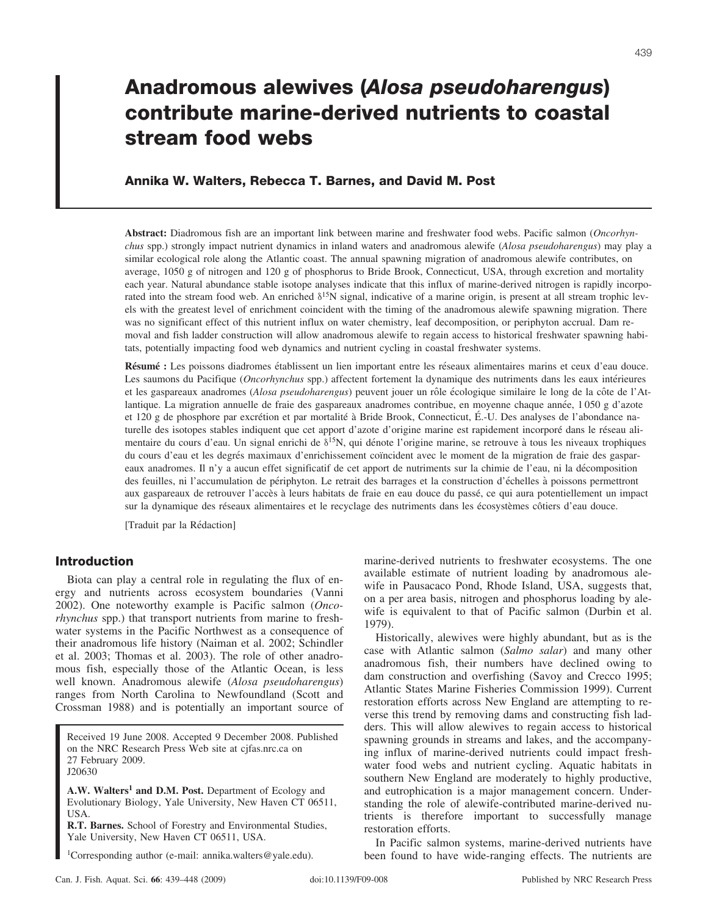# Anadromous alewives (*Alosa pseudoharengus*) contribute marine-derived nutrients to coastal stream food webs

**Annika W. Walters, Rebecca T. Barnes, and David M. Post**

**Abstract:** Diadromous fish are an important link between marine and freshwater food webs. Pacific salmon (*Oncorhynchus* spp.) strongly impact nutrient dynamics in inland waters and anadromous alewife (*Alosa pseudoharengus*) may play a similar ecological role along the Atlantic coast. The annual spawning migration of anadromous alewife contributes, on average, 1050 g of nitrogen and 120 g of phosphorus to Bride Brook, Connecticut, USA, through excretion and mortality each year. Natural abundance stable isotope analyses indicate that this influx of marine-derived nitrogen is rapidly incorporated into the stream food web. An enriched $\delta^{15}N$ signal, indicative of a marine origin, is present at all stream trophic levels with the greatest level of enrichment coincident with the timing of the anadromous alewife spawning migration. There was no significant effect of this nutrient influx on water chemistry, leaf decomposition, or periphyton accrual. Dam removal and fish ladder construction will allow anadromous alewife to regain access to historical freshwater spawning habitats, potentially impacting food web dynamics and nutrient cycling in coastal freshwater systems.

**Résumé :** Les poissons diadromes établissent un lien important entre les réseaux alimentaires marins et ceux d'eau douce. Les saumons du Pacifique (*Oncorhynchus* spp.) affectent fortement la dynamique des nutriments dans les eaux intérieures et les gaspareaux anadromes (*Alosa pseudoharengus*) peuvent jouer un rôle écologique similaire le long de la côte de l'Atlantique. La migration annuelle de fraie des gaspareaux anadromes contribue, en moyenne chaque année, 1 050 g d'azote et 120 g de phosphore par excrétion et par mortalité à Bride Brook, Connecticut, É.-U. Des analyses de l'abondance naturelle des isotopes stables indiquent que cet apport d'azote d'origine marine est rapidement incorporé dans le réseau alimentaire du cours d'eau. Un signal enrichi de $\delta^{15}N$, qui dénote l'origine marine, se retrouve à tous les niveaux trophiques du cours d'eau et les degrés maximaux d'enrichissement coïncident avec le moment de la migration de fraie des gaspareaux anadromes. Il n'y a aucun effet significatif de cet apport de nutriments sur la chimie de l'eau, ni la décomposition des feuilles, ni l'accumulation de périphyton. Le retrait des barrages et la construction d'échelles à poissons permettront aux gaspareaux de retrouver l'accès à leurs habitats de fraie en eau douce du passé, ce qui aura potentiellement un impact sur la dynamique des réseaux alimentaires et le recyclage des nutriments dans les écosystèmes côtiers d'eau douce.

[Traduit par la Rédaction]

## Introduction

Biota can play a central role in regulating the flux of energy and nutrients across ecosystem boundaries (Vanni 2002). One noteworthy example is Pacific salmon (*Oncorhynchus* spp.) that transport nutrients from marine to freshwater systems in the Pacific Northwest as a consequence of their anadromous life history (Naiman et al. 2002; Schindler et al. 2003; Thomas et al. 2003). The role of other anadromous fish, especially those of the Atlantic Ocean, is less well known. Anadromous alewife (*Alosa pseudoharengus*) ranges from North Carolina to Newfoundland (Scott and Crossman 1988) and is potentially an important source of marine-derived nutrients to freshwater ecosystems. The one available estimate of nutrient loading by anadromous alewife in Pausacaco Pond, Rhode Island, USA, suggests that, on a per area basis, nitrogen and phosphorus loading by alewife is equivalent to that of Pacific salmon (Durbin et al. 1979).

Historically, alewives were highly abundant, but as is the case with Atlantic salmon (*Salmo salar*) and many other anadromous fish, their numbers have declined owing to dam construction and overfishing (Savoy and Crecco 1995; Atlantic States Marine Fisheries Commission 1999). Current restoration efforts across New England are attempting to reverse this trend by removing dams and constructing fish ladders. This will allow alewives to regain access to historical spawning grounds in streams and lakes, and the accompanying influx of marine-derived nutrients could impact freshwater food webs and nutrient cycling. Aquatic habitats in southern New England are moderately to highly productive, and eutrophication is a major management concern. Understanding the role of alewife-contributed marine-derived nutrients is therefore important to successfully manage restoration efforts.

In Pacific salmon systems, marine-derived nutrients have been found to have wide-ranging effects. The nutrients are

Received 19 June 2008. Accepted 9 December 2008. Published on the NRC Research Press Web site at cjfas.nrc.ca on 27 February 2009.
J20630

**A.W. Walters[1] and D.M. Post.** Department of Ecology and Evolutionary Biology, Yale University, New Haven CT 06511, USA.
**R.T. Barnes.** School of Forestry and Environmental Studies, Yale University, New Haven CT 06511, USA.

[1]Corresponding author (e-mail: annika.walters@yale.edu).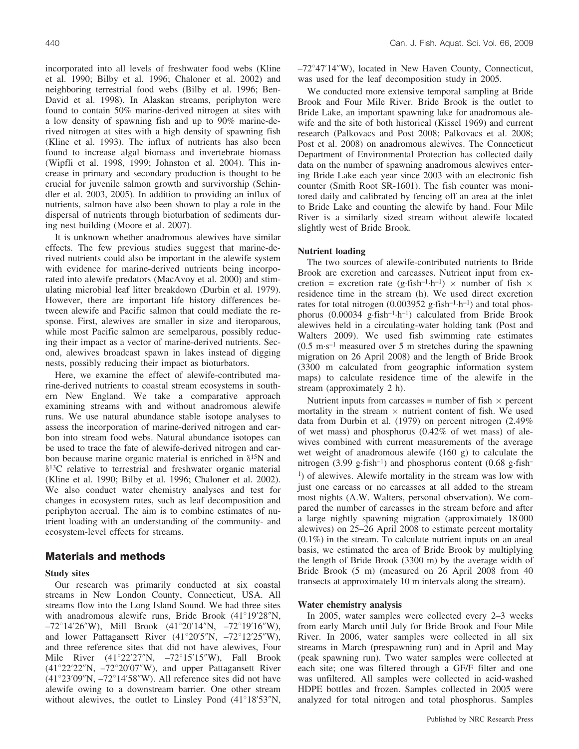incorporated into all levels of freshwater food webs (Kline et al. 1990; Bilby et al. 1996; Chaloner et al. 2002) and neighboring terrestrial food webs (Bilby et al. 1996; Ben-David et al. 1998). In Alaskan streams, periphyton were found to contain 50% marine-derived nitrogen at sites with a low density of spawning fish and up to 90% marine-derived nitrogen at sites with a high density of spawning fish (Kline et al. 1993). The influx of nutrients has also been found to increase algal biomass and invertebrate biomass (Wipfli et al. 1998, 1999; Johnston et al. 2004). This increase in primary and secondary production is thought to be crucial for juvenile salmon growth and survivorship (Schindler et al. 2003, 2005). In addition to providing an influx of nutrients, salmon have also been shown to play a role in the dispersal of nutrients through bioturbation of sediments during nest building (Moore et al. 2007).

It is unknown whether anadromous alewives have similar effects. The few previous studies suggest that marine-derived nutrients could also be important in the alewife system with evidence for marine-derived nutrients being incorporated into alewife predators (MacAvoy et al. 2000) and stimulating microbial leaf litter breakdown (Durbin et al. 1979). However, there are important life history differences between alewife and Pacific salmon that could mediate the response. First, alewives are smaller in size and iteroparous, while most Pacific salmon are semelparous, possibly reducing their impact as a vector of marine-derived nutrients. Second, alewives broadcast spawn in lakes instead of digging nests, possibly reducing their impact as bioturbators.

Here, we examine the effect of alewife-contributed marine-derived nutrients to coastal stream ecosystems in southern New England. We take a comparative approach examining streams with and without anadromous alewife runs. We use natural abundance stable isotope analyses to assess the incorporation of marine-derived nitrogen and carbon into stream food webs. Natural abundance isotopes can be used to trace the fate of alewife-derived nitrogen and carbon because marine organic material is enriched in $\delta^{15}N$ and $\delta^{13}C$ relative to terrestrial and freshwater organic material (Kline et al. 1990; Bilby et al. 1996; Chaloner et al. 2002). We also conduct water chemistry analyses and test for changes in ecosystem rates, such as leaf decomposition and periphyton accrual. The aim is to combine estimates of nutrient loading with an understanding of the community- and ecosystem-level effects for streams.

## Materials and methods

### Study sites

Our research was primarily conducted at six coastal streams in New London County, Connecticut, USA. All streams flow into the Long Island Sound. We had three sites with anadromous alewife runs, Bride Brook (41°19′28″N, –72°14′26″W), Mill Brook (41°20′14″N, –72°19′16″W), and lower Pattagansett River (41°20′5″N, –72°12′25″W), and three reference sites that did not have alewives, Four Mile River (41°22′27″N, –72°15′15″W), Fall Brook (41°22′22″N, –72°20′07″W), and upper Pattagansett River (41°23′09″N, –72°14′58″W). All reference sites did not have alewife owing to a downstream barrier. One other stream without alewives, the outlet to Linsley Pond (41°18′53″N, –72°47′14″W), located in New Haven County, Connecticut, was used for the leaf decomposition study in 2005.

We conducted more extensive temporal sampling at Bride Brook and Four Mile River. Bride Brook is the outlet to Bride Lake, an important spawning lake for anadromous alewife and the site of both historical (Kissel 1969) and current research (Palkovacs and Post 2008; Palkovacs et al. 2008; Post et al. 2008) on anadromous alewives. The Connecticut Department of Environmental Protection has collected daily data on the number of spawning anadromous alewives entering Bride Lake each year since 2003 with an electronic fish counter (Smith Root SR-1601). The fish counter was monitored daily and calibrated by fencing off an area at the inlet to Bride Lake and counting the alewife by hand. Four Mile River is a similarly sized stream without alewife located slightly west of Bride Brook.

### Nutrient loading

The two sources of alewife-contributed nutrients to Bride Brook are excretion and carcasses. Nutrient input from excretion = excretion rate ($g \cdot fish^{-1} \cdot h^{-1}$) × number of fish × residence time in the stream (h). We used direct excretion rates for total nitrogen (0.003952 $g \cdot fish^{-1} \cdot h^{-1}$) and total phosphorus (0.00034 $g \cdot fish^{-1} \cdot h^{-1}$) calculated from Bride Brook alewives held in a circulating-water holding tank (Post and Walters 2009). We used fish swimming rate estimates (0.5 $m \cdot s^{-1}$ measured over 5 m stretches during the spawning migration on 26 April 2008) and the length of Bride Brook (3300 m calculated from geographic information system maps) to calculate residence time of the alewife in the stream (approximately 2 h).

Nutrient inputs from carcasses = number of fish × percent mortality in the stream × nutrient content of fish. We used data from Durbin et al. (1979) on percent nitrogen (2.49% of wet mass) and phosphorus (0.42% of wet mass) of alewives combined with current measurements of the average wet weight of anadromous alewife (160 g) to calculate the nitrogen (3.99 $g \cdot fish^{-1}$) and phosphorus content (0.68 $g \cdot fish^{-1}$) of alewives. Alewife mortality in the stream was low with just one carcass or no carcasses at all added to the stream most nights (A.W. Walters, personal observation). We compared the number of carcasses in the stream before and after a large nightly spawning migration (approximately 18 000 alewives) on 25–26 April 2008 to estimate percent mortality (0.1%) in the stream. To calculate nutrient inputs on an areal basis, we estimated the area of Bride Brook by multiplying the length of Bride Brook (3300 m) by the average width of Bride Brook (5 m) (measured on 26 April 2008 from 40 transects at approximately 10 m intervals along the stream).

### Water chemistry analysis

In 2005, water samples were collected every 2–3 weeks from early March until July for Bride Brook and Four Mile River. In 2006, water samples were collected in all six streams in March (prespawning run) and in April and May (peak spawning run). Two water samples were collected at each site; one was filtered through a GF/F filter and one was unfiltered. All samples were collected in acid-washed HDPE bottles and frozen. Samples collected in 2005 were analyzed for total nitrogen and total phosphorus. Samples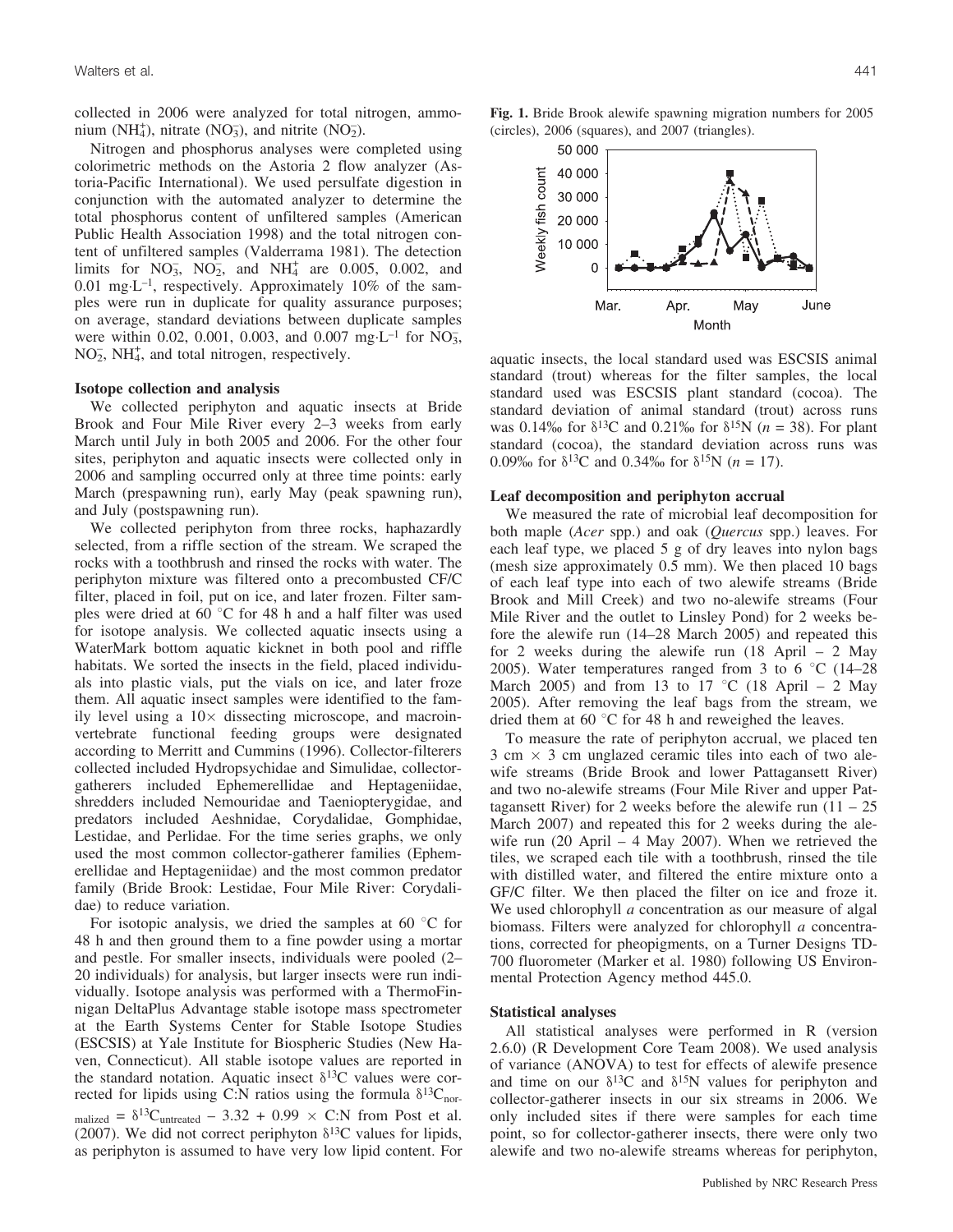collected in 2006 were analyzed for total nitrogen, ammonium ($NH_4^+$), nitrate ($NO_3^-$), and nitrite ($NO_2^-$).

Nitrogen and phosphorus analyses were completed using colorimetric methods on the Astoria 2 flow analyzer (Astoria-Pacific International). We used persulfate digestion in conjunction with the automated analyzer to determine the total phosphorus content of unfiltered samples (American Public Health Association 1998) and the total nitrogen content of unfiltered samples (Valderrama 1981). The detection limits for $NO_3^-$, $NO_2^-$, and $NH_4^+$ are 0.005, 0.002, and 0.01 mg·L$^{-1}$, respectively. Approximately 10% of the samples were run in duplicate for quality assurance purposes; on average, standard deviations between duplicate samples were within 0.02, 0.001, 0.003, and 0.007 mg·L$^{-1}$ for $NO_3^-$, $NO_2^-$, $NH_4^+$, and total nitrogen, respectively.

### Isotope collection and analysis

We collected periphyton and aquatic insects at Bride Brook and Four Mile River every 2–3 weeks from early March until July in both 2005 and 2006. For the other four sites, periphyton and aquatic insects were collected only in 2006 and sampling occurred only at three time points: early March (prespawning run), early May (peak spawning run), and July (postspawning run).

We collected periphyton from three rocks, haphazardly selected, from a riffle section of the stream. We scraped the rocks with a toothbrush and rinsed the rocks with water. The periphyton mixture was filtered onto a precombusted CF/C filter, placed in foil, put on ice, and later frozen. Filter samples were dried at 60 °C for 48 h and a half filter was used for isotope analysis. We collected aquatic insects using a WaterMark bottom aquatic kicknet in both pool and riffle habitats. We sorted the insects in the field, placed individuals into plastic vials, put the vials on ice, and later froze them. All aquatic insect samples were identified to the family level using a 10× dissecting microscope, and macroinvertebrate functional feeding groups were designated according to Merritt and Cummins (1996). Collector-filterers collected included Hydropsychidae and Simulidae, collector-gatherers included Ephemerellidae and Heptageniidae, shredders included Nemouridae and Taeniopterygidae, and predators included Aeshnidae, Corydalidae, Gomphidae, Lestidae, and Perlidae. For the time series graphs, we only used the most common collector-gatherer families (Ephemerellidae and Heptageniidae) and the most common predator family (Bride Brook: Lestidae, Four Mile River: Corydalidae) to reduce variation.

For isotopic analysis, we dried the samples at 60 °C for 48 h and then ground them to a fine powder using a mortar and pestle. For smaller insects, individuals were pooled (2–20 individuals) for analysis, but larger insects were run individually. Isotope analysis was performed with a ThermoFinnigan DeltaPlus Advantage stable isotope mass spectrometer at the Earth Systems Center for Stable Isotope Studies (ESCSIS) at Yale Institute for Biospheric Studies (New Haven, Connecticut). All stable isotope values are reported in the standard notation. Aquatic insect $\delta^{13}C$ values were corrected for lipids using C:N ratios using the formula $\delta^{13}C_{normalized} = \delta^{13}C_{untreated} - 3.32 + 0.99 \times C{:}N$ from Post et al. (2007). We did not correct periphyton $\delta^{13}C$ values for lipids, as periphyton is assumed to have very low lipid content. For aquatic insects, the local standard used was ESCSIS animal standard (trout) whereas for the filter samples, the local standard used was ESCSIS plant standard (cocoa). The standard deviation of animal standard (trout) across runs was 0.14‰ for $\delta^{13}C$ and 0.21‰ for $\delta^{15}N$ ($n$ = 38). For plant standard (cocoa), the standard deviation across runs was 0.09‰ for $\delta^{13}C$ and 0.34‰ for $\delta^{15}N$ ($n$ = 17).

**Fig. 1.** Bride Brook alewife spawning migration numbers for 2005 (circles), 2006 (squares), and 2007 (triangles).

### Leaf decomposition and periphyton accrual

We measured the rate of microbial leaf decomposition for both maple (*Acer* spp.) and oak (*Quercus* spp.) leaves. For each leaf type, we placed 5 g of dry leaves into nylon bags (mesh size approximately 0.5 mm). We then placed 10 bags of each leaf type into each of two alewife streams (Bride Brook and Mill Creek) and two no-alewife streams (Four Mile River and the outlet to Linsley Pond) for 2 weeks before the alewife run (14–28 March 2005) and repeated this for 2 weeks during the alewife run (18 April – 2 May 2005). Water temperatures ranged from 3 to 6 °C (14–28 March 2005) and from 13 to 17 °C (18 April – 2 May 2005). After removing the leaf bags from the stream, we dried them at 60 °C for 48 h and reweighed the leaves.

To measure the rate of periphyton accrual, we placed ten 3 cm × 3 cm unglazed ceramic tiles into each of two alewife streams (Bride Brook and lower Pattagansett River) and two no-alewife streams (Four Mile River and upper Pattagansett River) for 2 weeks before the alewife run (11 – 25 March 2007) and repeated this for 2 weeks during the alewife run (20 April – 4 May 2007). When we retrieved the tiles, we scraped each tile with a toothbrush, rinsed the tile with distilled water, and filtered the entire mixture onto a GF/C filter. We then placed the filter on ice and froze it. We used chlorophyll *a* concentration as our measure of algal biomass. Filters were analyzed for chlorophyll *a* concentrations, corrected for pheopigments, on a Turner Designs TD-700 fluorometer (Marker et al. 1980) following US Environmental Protection Agency method 445.0.

### Statistical analyses

All statistical analyses were performed in R (version 2.6.0) (R Development Core Team 2008). We used analysis of variance (ANOVA) to test for effects of alewife presence and time on our $\delta^{13}C$ and $\delta^{15}N$ values for periphyton and collector-gatherer insects in our six streams in 2006. We only included sites if there were samples for each time point, so for collector-gatherer insects, there were only two alewife and two no-alewife streams whereas for periphyton,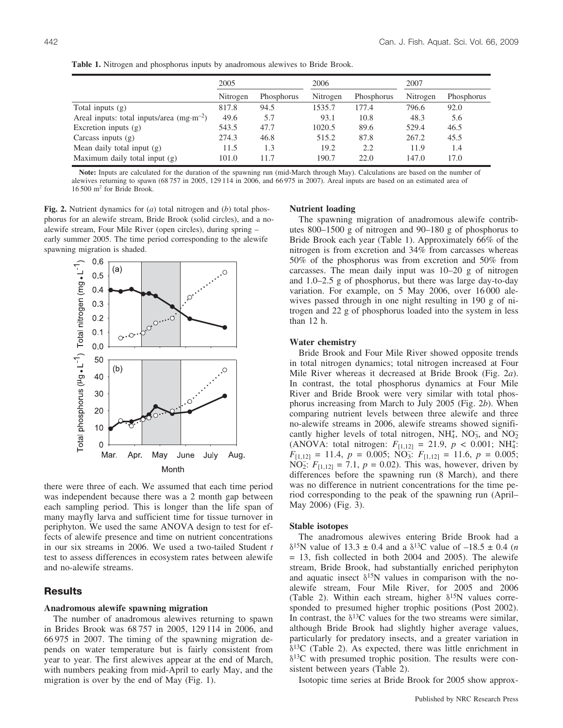**Table 1.** Nitrogen and phosphorus inputs by anadromous alewives to Bride Brook.

| | 2005 | | 2006 | | 2007 | |
|---|---|---|---|---|---|---|
| | Nitrogen | Phosphorus | Nitrogen | Phosphorus | Nitrogen | Phosphorus |
| Total inputs (g) | 817.8 | 94.5 | 1535.7 | 177.4 | 796.6 | 92.0 |
| Areal inputs: total inputs/area ($mg \cdot m^{-2}$) | 49.6 | 5.7 | 93.1 | 10.8 | 48.3 | 5.6 |
| Excretion inputs (g) | 543.5 | 47.7 | 1020.5 | 89.6 | 529.4 | 46.5 |
| Carcass inputs (g) | 274.3 | 46.8 | 515.2 | 87.8 | 267.2 | 45.5 |
| Mean daily total input (g) | 11.5 | 1.3 | 19.2 | 2.2 | 11.9 | 1.4 |
| Maximum daily total input (g) | 101.0 | 11.7 | 190.7 | 22.0 | 147.0 | 17.0 |

**Note:** Inputs are calculated for the duration of the spawning run (mid-March through May). Calculations are based on the number of alewives returning to spawn (68 757 in 2005, 129 114 in 2006, and 66 975 in 2007). Areal inputs are based on an estimated area of 16 500 $m^2$ for Bride Brook.

**Fig. 2.** Nutrient dynamics for (*a*) total nitrogen and (*b*) total phosphorus for an alewife stream, Bride Brook (solid circles), and a no-alewife stream, Four Mile River (open circles), during spring – early summer 2005. The time period corresponding to the alewife spawning migration is shaded.

there were three of each. We assumed that each time period was independent because there was a 2 month gap between each sampling period. This is longer than the life span of many mayfly larva and sufficient time for tissue turnover in periphyton. We used the same ANOVA design to test for effects of alewife presence and time on nutrient concentrations in our six streams in 2006. We used a two-tailed Student *t* test to assess differences in ecosystem rates between alewife and no-alewife streams.

## Results

### Anadromous alewife spawning migration

The number of anadromous alewives returning to spawn in Brides Brook was 68 757 in 2005, 129 114 in 2006, and 66 975 in 2007. The timing of the spawning migration depends on water temperature but is fairly consistent from year to year. The first alewives appear at the end of March, with numbers peaking from mid-April to early May, and the migration is over by the end of May (Fig. 1).

### Nutrient loading

The spawning migration of anadromous alewife contributes 800–1500 g of nitrogen and 90–180 g of phosphorus to Bride Brook each year (Table 1). Approximately 66% of the nitrogen is from excretion and 34% from carcasses whereas 50% of the phosphorus was from excretion and 50% from carcasses. The mean daily input was 10–20 g of nitrogen and 1.0–2.5 g of phosphorus, but there was large day-to-day variation. For example, on 5 May 2006, over 16 000 alewives passed through in one night resulting in 190 g of nitrogen and 22 g of phosphorus loaded into the system in less than 12 h.

### Water chemistry

Bride Brook and Four Mile River showed opposite trends in total nitrogen dynamics; total nitrogen increased at Four Mile River whereas it decreased at Bride Brook (Fig. 2*a*). In contrast, the total phosphorus dynamics at Four Mile River and Bride Brook were very similar with total phosphorus increasing from March to July 2005 (Fig. 2*b*). When comparing nutrient levels between three alewife and three no-alewife streams in 2006, alewife streams showed significantly higher levels of total nitrogen, $NH_4^+$, $NO_3^-$, and $NO_2^-$ (ANOVA: total nitrogen: $F_{[1,12]} = 21.9$, $p < 0.001$; $NH_4^+$: $F_{[1,12]} = 11.4$, $p = 0.005$; $NO_3^-$: $F_{[1,12]} = 11.6$, $p = 0.005$; $NO_2^-$: $F_{[1,12]} = 7.1$, $p = 0.02$). This was, however, driven by differences before the spawning run (8 March), and there was no difference in nutrient concentrations for the time period corresponding to the peak of the spawning run (April–May 2006) (Fig. 3).

### Stable isotopes

The anadromous alewives entering Bride Brook had a $\delta^{15}N$ value of $13.3 \pm 0.4$ and a $\delta^{13}C$ value of $-18.5 \pm 0.4$ ($n = 13$, fish collected in both 2004 and 2005). The alewife stream, Bride Brook, had substantially enriched periphyton and aquatic insect $\delta^{15}N$ values in comparison with the no-alewife stream, Four Mile River, for 2005 and 2006 (Table 2). Within each stream, higher $\delta^{15}N$ values corresponded to presumed higher trophic positions (Post 2002). In contrast, the $\delta^{13}C$ values for the two streams were similar, although Bride Brook had slightly higher average values, particularly for predatory insects, and a greater variation in $\delta^{13}C$ (Table 2). As expected, there was little enrichment in $\delta^{13}C$ with presumed trophic position. The results were consistent between years (Table 2).

Isotopic time series at Bride Brook for 2005 show approx-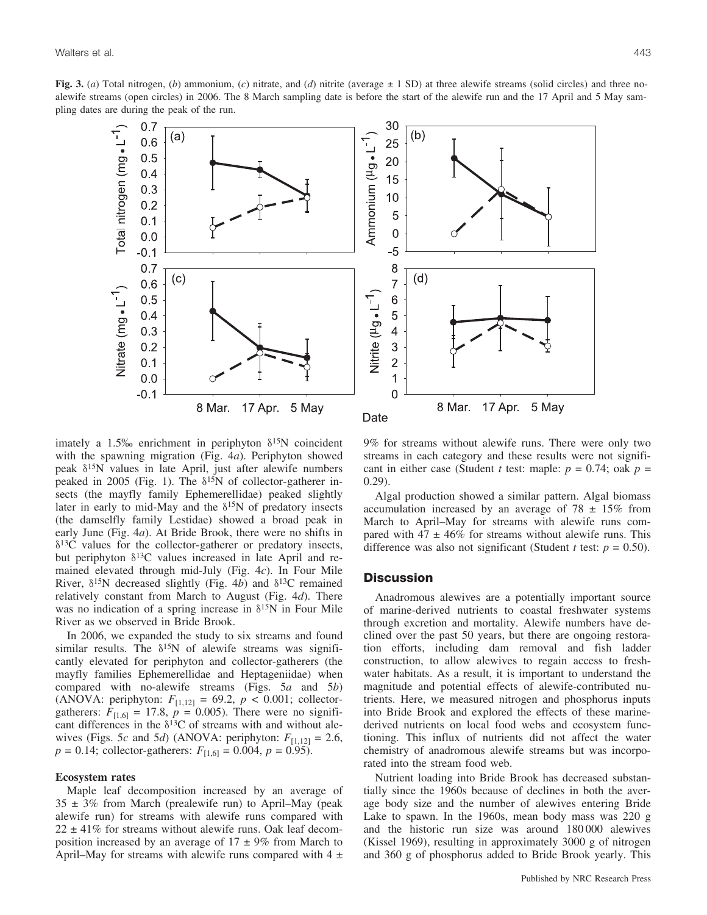**Fig. 3.** (*a*) Total nitrogen, (*b*) ammonium, (*c*) nitrate, and (*d*) nitrite (average ± 1 SD) at three alewife streams (solid circles) and three no-alewife streams (open circles) in 2006. The 8 March sampling date is before the start of the alewife run and the 17 April and 5 May sampling dates are during the peak of the run.

imately a 1.5‰ enrichment in periphyton $\delta^{15}N$ coincident with the spawning migration (Fig. 4*a*). Periphyton showed peak $\delta^{15}N$ values in late April, just after alewife numbers peaked in 2005 (Fig. 1). The $\delta^{15}N$ of collector-gatherer insects (the mayfly family Ephemerellidae) peaked slightly later in early to mid-May and the $\delta^{15}N$ of predatory insects (the damselfly family Lestidae) showed a broad peak in early June (Fig. 4*a*). At Bride Brook, there were no shifts in $\delta^{13}C$ values for the collector-gatherer or predatory insects, but periphyton $\delta^{13}C$ values increased in late April and remained elevated through mid-July (Fig. 4*c*). In Four Mile River, $\delta^{15}N$ decreased slightly (Fig. 4*b*) and $\delta^{13}C$ remained relatively constant from March to August (Fig. 4*d*). There was no indication of a spring increase in $\delta^{15}N$ in Four Mile River as we observed in Bride Brook.

In 2006, we expanded the study to six streams and found similar results. The $\delta^{15}N$ of alewife streams was significantly elevated for periphyton and collector-gatherers (the mayfly families Ephemerellidae and Heptageniidae) when compared with no-alewife streams (Figs. 5*a* and 5*b*) (ANOVA: periphyton: $F_{[1,12]} = 69.2$, $p < 0.001$; collector-gatherers: $F_{[1,6]} = 17.8$, $p = 0.005$). There were no significant differences in the $\delta^{13}C$ of streams with and without alewives (Figs. 5*c* and 5*d*) (ANOVA: periphyton: $F_{[1,12]} = 2.6$, $p = 0.14$; collector-gatherers: $F_{[1,6]} = 0.004$, $p = 0.95$).

### Ecosystem rates

Maple leaf decomposition increased by an average of 35 ± 3% from March (prealewife run) to April–May (peak alewife run) for streams with alewife runs compared with 22 ± 41% for streams without alewife runs. Oak leaf decomposition increased by an average of 17 ± 9% from March to April–May for streams with alewife runs compared with 4 ± 9% for streams without alewife runs. There were only two streams in each category and these results were not significant in either case (Student *t* test: maple: $p = 0.74$; oak $p = 0.29$).

Algal production showed a similar pattern. Algal biomass accumulation increased by an average of 78 ± 15% from March to April–May for streams with alewife runs compared with 47 ± 46% for streams without alewife runs. This difference was also not significant (Student *t* test: $p = 0.50$).

## Discussion

Anadromous alewives are a potentially important source of marine-derived nutrients to coastal freshwater systems through excretion and mortality. Alewife numbers have declined over the past 50 years, but there are ongoing restoration efforts, including dam removal and fish ladder construction, to allow alewives to regain access to freshwater habitats. As a result, it is important to understand the magnitude and potential effects of alewife-contributed nutrients. Here, we measured nitrogen and phosphorus inputs into Bride Brook and explored the effects of these marine-derived nutrients on local food webs and ecosystem functioning. This influx of nutrients did not affect the water chemistry of anadromous alewife streams but was incorporated into the stream food web.

Nutrient loading into Bride Brook has decreased substantially since the 1960s because of declines in both the average body size and the number of alewives entering Bride Lake to spawn. In the 1960s, mean body mass was 220 g and the historic run size was around 180 000 alewives (Kissel 1969), resulting in approximately 3000 g of nitrogen and 360 g of phosphorus added to Bride Brook yearly. This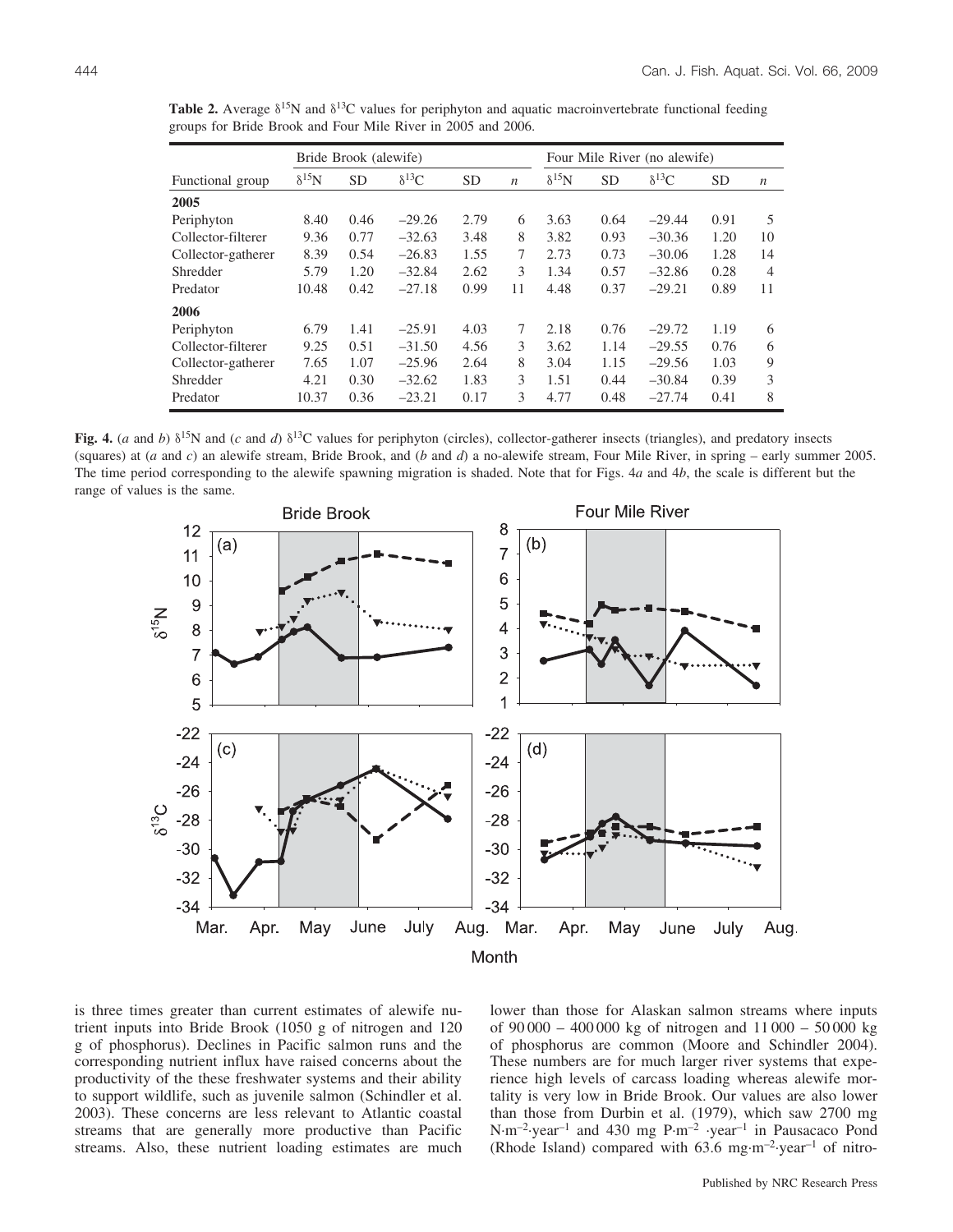**Table 2.** Average $\delta^{15}N$ and $\delta^{13}C$ values for periphyton and aquatic macroinvertebrate functional feeding groups for Bride Brook and Four Mile River in 2005 and 2006.

| | Bride Brook (alewife) | | | | | Four Mile River (no alewife) | | | | |
|---|---|---|---|---|---|---|---|---|---|---|
| Functional group | $\delta^{15}N$ | SD | $\delta^{13}C$ | SD | $n$ | $\delta^{15}N$ | SD | $\delta^{13}C$ | SD | $n$ |
| **2005** | | | | | | | | | | |
| Periphyton | 8.40 | 0.46 | −29.26 | 2.79 | 6 | 3.63 | 0.64 | −29.44 | 0.91 | 5 |
| Collector-filterer | 9.36 | 0.77 | −32.63 | 3.48 | 8 | 3.82 | 0.93 | −30.36 | 1.20 | 10 |
| Collector-gatherer | 8.39 | 0.54 | −26.83 | 1.55 | 7 | 2.73 | 0.73 | −30.06 | 1.28 | 14 |
| Shredder | 5.79 | 1.20 | −32.84 | 2.62 | 3 | 1.34 | 0.57 | −32.86 | 0.28 | 4 |
| Predator | 10.48 | 0.42 | −27.18 | 0.99 | 11 | 4.48 | 0.37 | −29.21 | 0.89 | 11 |
| **2006** | | | | | | | | | | |
| Periphyton | 6.79 | 1.41 | −25.91 | 4.03 | 7 | 2.18 | 0.76 | −29.72 | 1.19 | 6 |
| Collector-filterer | 9.25 | 0.51 | −31.50 | 4.56 | 3 | 3.62 | 1.14 | −29.55 | 0.76 | 6 |
| Collector-gatherer | 7.65 | 1.07 | −25.96 | 2.64 | 8 | 3.04 | 1.15 | −29.56 | 1.03 | 9 |
| Shredder | 4.21 | 0.30 | −32.62 | 1.83 | 3 | 1.51 | 0.44 | −30.84 | 0.39 | 3 |
| Predator | 10.37 | 0.36 | −23.21 | 0.17 | 3 | 4.77 | 0.48 | −27.74 | 0.41 | 8 |

**Fig. 4.** (*a* and *b*) $\delta^{15}N$ and (*c* and *d*) $\delta^{13}C$ values for periphyton (circles), collector-gatherer insects (triangles), and predatory insects (squares) at (*a* and *c*) an alewife stream, Bride Brook, and (*b* and *d*) a no-alewife stream, Four Mile River, in spring – early summer 2005. The time period corresponding to the alewife spawning migration is shaded. Note that for Figs. 4*a* and 4*b*, the scale is different but the range of values is the same.

is three times greater than current estimates of alewife nutrient inputs into Bride Brook (1050 g of nitrogen and 120 g of phosphorus). Declines in Pacific salmon runs and the corresponding nutrient influx have raised concerns about the productivity of the these freshwater systems and their ability to support wildlife, such as juvenile salmon (Schindler et al. 2003). These concerns are less relevant to Atlantic coastal streams that are generally more productive than Pacific streams. Also, these nutrient loading estimates are much lower than those for Alaskan salmon streams where inputs of 90 000 – 400 000 kg of nitrogen and 11 000 – 50 000 kg of phosphorus are common (Moore and Schindler 2004). These numbers are for much larger river systems that experience high levels of carcass loading whereas alewife mortality is very low in Bride Brook. Our values are also lower than those from Durbin et al. (1979), which saw 2700 mg $N \cdot m^{-2} \cdot year^{-1}$ and 430 mg $P \cdot m^{-2} \cdot year^{-1}$ in Pausacaco Pond (Rhode Island) compared with 63.6 $mg \cdot m^{-2} \cdot year^{-1}$ of nitro-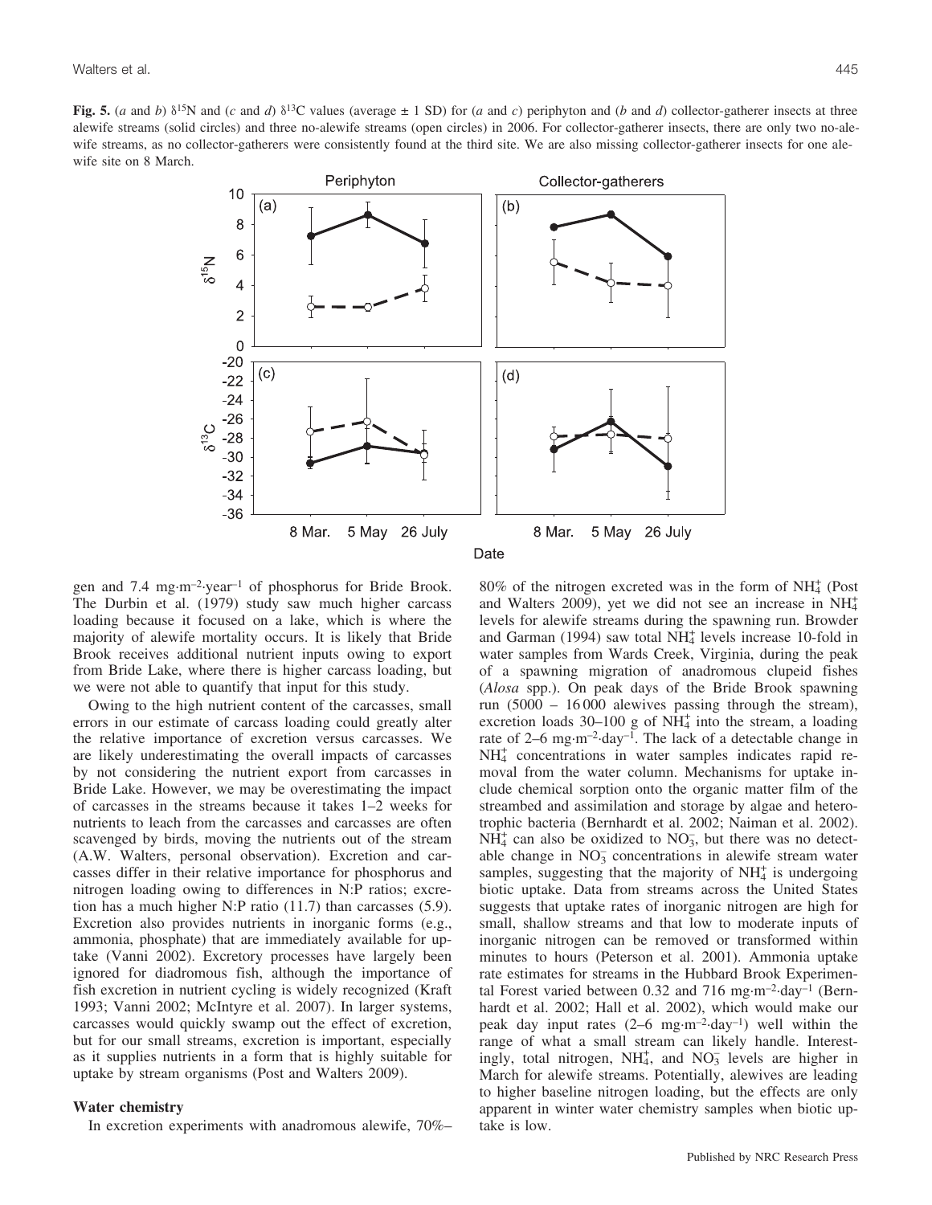**Fig. 5.** (*a* and *b*) $\delta^{15}N$ and (*c* and *d*) $\delta^{13}C$ values (average ± 1 SD) for (*a* and *c*) periphyton and (*b* and *d*) collector-gatherer insects at three alewife streams (solid circles) and three no-alewife streams (open circles) in 2006. For collector-gatherer insects, there are only two no-alewife streams, as no collector-gatherers were consistently found at the third site. We are also missing collector-gatherer insects for one alewife site on 8 March.

gen and 7.4 mg·m$^{-2}$·year$^{-1}$ of phosphorus for Bride Brook. The Durbin et al. (1979) study saw much higher carcass loading because it focused on a lake, which is where the majority of alewife mortality occurs. It is likely that Bride Brook receives additional nutrient inputs owing to export from Bride Lake, where there is higher carcass loading, but we were not able to quantify that input for this study.

Owing to the high nutrient content of the carcasses, small errors in our estimate of carcass loading could greatly alter the relative importance of excretion versus carcasses. We are likely underestimating the overall impacts of carcasses by not considering the nutrient export from carcasses in Bride Lake. However, we may be overestimating the impact of carcasses in the streams because it takes 1–2 weeks for nutrients to leach from the carcasses and carcasses are often scavenged by birds, moving the nutrients out of the stream (A.W. Walters, personal observation). Excretion and carcasses differ in their relative importance for phosphorus and nitrogen loading owing to differences in N:P ratios; excretion has a much higher N:P ratio (11.7) than carcasses (5.9). Excretion also provides nutrients in inorganic forms (e.g., ammonia, phosphate) that are immediately available for uptake (Vanni 2002). Excretory processes have largely been ignored for diadromous fish, although the importance of fish excretion in nutrient cycling is widely recognized (Kraft 1993; Vanni 2002; McIntyre et al. 2007). In larger systems, carcasses would quickly swamp out the effect of excretion, but for our small streams, excretion is important, especially as it supplies nutrients in a form that is highly suitable for uptake by stream organisms (Post and Walters 2009).

### Water chemistry

In excretion experiments with anadromous alewife, 70%–80% of the nitrogen excreted was in the form of $NH_4^+$ (Post and Walters 2009), yet we did not see an increase in $NH_4^+$ levels for alewife streams during the spawning run. Browder and Garman (1994) saw total $NH_4^+$ levels increase 10-fold in water samples from Wards Creek, Virginia, during the peak of a spawning migration of anadromous clupeid fishes (*Alosa* spp.). On peak days of the Bride Brook spawning run (5000 – 16 000 alewives passing through the stream), excretion loads 30–100 g of $NH_4^+$ into the stream, a loading rate of 2–6 mg·m$^{-2}$·day$^{-1}$. The lack of a detectable change in $NH_4^+$ concentrations in water samples indicates rapid removal from the water column. Mechanisms for uptake include chemical sorption onto the organic matter film of the streambed and assimilation and storage by algae and heterotrophic bacteria (Bernhardt et al. 2002; Naiman et al. 2002). $NH_4^+$ can also be oxidized to $NO_3^-$, but there was no detectable change in $NO_3^-$ concentrations in alewife stream water samples, suggesting that the majority of $NH_4^+$ is undergoing biotic uptake. Data from streams across the United States suggests that uptake rates of inorganic nitrogen are high for small, shallow streams and that low to moderate inputs of inorganic nitrogen can be removed or transformed within minutes to hours (Peterson et al. 2001). Ammonia uptake rate estimates for streams in the Hubbard Brook Experimental Forest varied between 0.32 and 716 mg·m$^{-2}$·day$^{-1}$ (Bernhardt et al. 2002; Hall et al. 2002), which would make our peak day input rates (2–6 mg·m$^{-2}$·day$^{-1}$) well within the range of what a small stream can likely handle. Interestingly, total nitrogen, $NH_4^+$, and $NO_3^-$ levels are higher in March for alewife streams. Potentially, alewives are leading to higher baseline nitrogen loading, but the effects are only apparent in winter water chemistry samples when biotic uptake is low.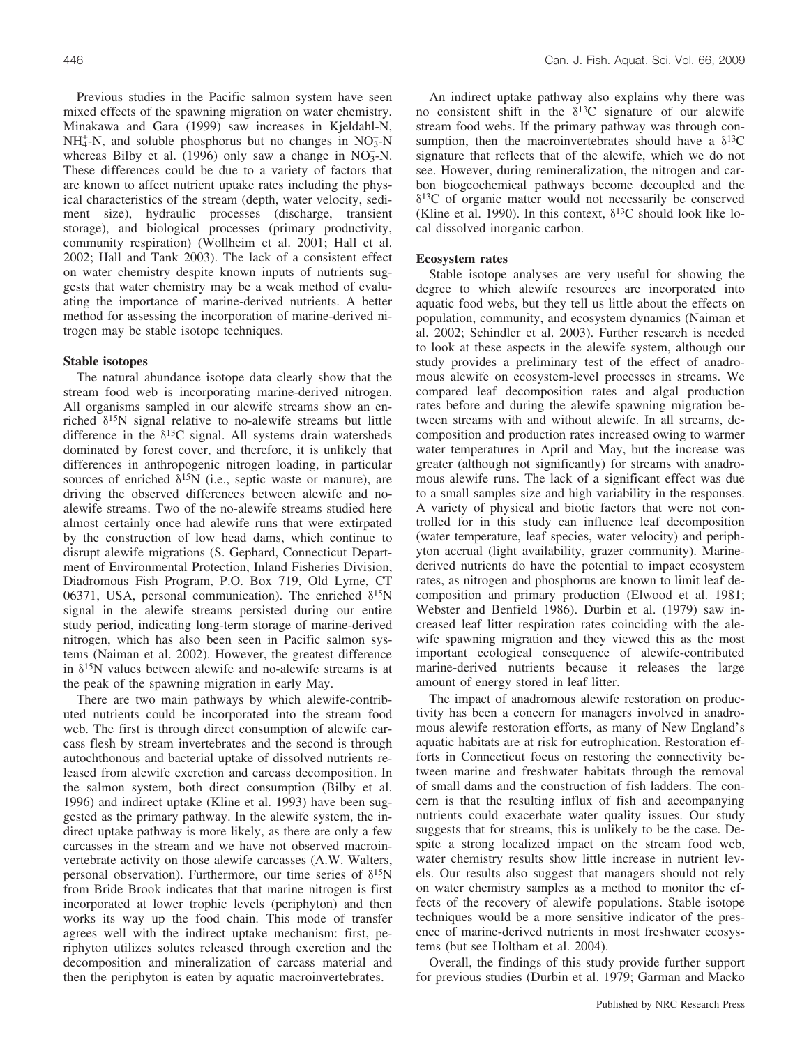Previous studies in the Pacific salmon system have seen mixed effects of the spawning migration on water chemistry. Minakawa and Gara (1999) saw increases in Kjeldahl-N, $NH_4^+$-N, and soluble phosphorus but no changes in $NO_3^-$-N whereas Bilby et al. (1996) only saw a change in $NO_3^-$-N. These differences could be due to a variety of factors that are known to affect nutrient uptake rates including the physical characteristics of the stream (depth, water velocity, sediment size), hydraulic processes (discharge, transient storage), and biological processes (primary productivity, community respiration) (Wollheim et al. 2001; Hall et al. 2002; Hall and Tank 2003). The lack of a consistent effect on water chemistry despite known inputs of nutrients suggests that water chemistry may be a weak method of evaluating the importance of marine-derived nutrients. A better method for assessing the incorporation of marine-derived nitrogen may be stable isotope techniques.

### Stable isotopes

The natural abundance isotope data clearly show that the stream food web is incorporating marine-derived nitrogen. All organisms sampled in our alewife streams show an enriched $\delta^{15}N$ signal relative to no-alewife streams but little difference in the $\delta^{13}C$ signal. All systems drain watersheds dominated by forest cover, and therefore, it is unlikely that differences in anthropogenic nitrogen loading, in particular sources of enriched $\delta^{15}N$ (i.e., septic waste or manure), are driving the observed differences between alewife and no-alewife streams. Two of the no-alewife streams studied here almost certainly once had alewife runs that were extirpated by the construction of low head dams, which continue to disrupt alewife migrations (S. Gephard, Connecticut Department of Environmental Protection, Inland Fisheries Division, Diadromous Fish Program, P.O. Box 719, Old Lyme, CT 06371, USA, personal communication). The enriched $\delta^{15}N$ signal in the alewife streams persisted during our entire study period, indicating long-term storage of marine-derived nitrogen, which has also been seen in Pacific salmon systems (Naiman et al. 2002). However, the greatest difference in $\delta^{15}N$ values between alewife and no-alewife streams is at the peak of the spawning migration in early May.

There are two main pathways by which alewife-contributed nutrients could be incorporated into the stream food web. The first is through direct consumption of alewife carcass flesh by stream invertebrates and the second is through autochthonous and bacterial uptake of dissolved nutrients released from alewife excretion and carcass decomposition. In the salmon system, both direct consumption (Bilby et al. 1996) and indirect uptake (Kline et al. 1993) have been suggested as the primary pathway. In the alewife system, the indirect uptake pathway is more likely, as there are only a few carcasses in the stream and we have not observed macroinvertebrate activity on those alewife carcasses (A.W. Walters, personal observation). Furthermore, our time series of $\delta^{15}N$ from Bride Brook indicates that that marine nitrogen is first incorporated at lower trophic levels (periphyton) and then works its way up the food chain. This mode of transfer agrees well with the indirect uptake mechanism: first, periphyton utilizes solutes released through excretion and the decomposition and mineralization of carcass material and then the periphyton is eaten by aquatic macroinvertebrates.

An indirect uptake pathway also explains why there was no consistent shift in the $\delta^{13}C$ signature of our alewife stream food webs. If the primary pathway was through consumption, then the macroinvertebrates should have a $\delta^{13}C$ signature that reflects that of the alewife, which we do not see. However, during remineralization, the nitrogen and carbon biogeochemical pathways become decoupled and the $\delta^{13}C$ of organic matter would not necessarily be conserved (Kline et al. 1990). In this context, $\delta^{13}C$ should look like local dissolved inorganic carbon.

### Ecosystem rates

Stable isotope analyses are very useful for showing the degree to which alewife resources are incorporated into aquatic food webs, but they tell us little about the effects on population, community, and ecosystem dynamics (Naiman et al. 2002; Schindler et al. 2003). Further research is needed to look at these aspects in the alewife system, although our study provides a preliminary test of the effect of anadromous alewife on ecosystem-level processes in streams. We compared leaf decomposition rates and algal production rates before and during the alewife spawning migration between streams with and without alewife. In all streams, decomposition and production rates increased owing to warmer water temperatures in April and May, but the increase was greater (although not significantly) for streams with anadromous alewife runs. The lack of a significant effect was due to a small samples size and high variability in the responses. A variety of physical and biotic factors that were not controlled for in this study can influence leaf decomposition (water temperature, leaf species, water velocity) and periphyton accrual (light availability, grazer community). Marine-derived nutrients do have the potential to impact ecosystem rates, as nitrogen and phosphorus are known to limit leaf decomposition and primary production (Elwood et al. 1981; Webster and Benfield 1986). Durbin et al. (1979) saw increased leaf litter respiration rates coinciding with the alewife spawning migration and they viewed this as the most important ecological consequence of alewife-contributed marine-derived nutrients because it releases the large amount of energy stored in leaf litter.

The impact of anadromous alewife restoration on productivity has been a concern for managers involved in anadromous alewife restoration efforts, as many of New England's aquatic habitats are at risk for eutrophication. Restoration efforts in Connecticut focus on restoring the connectivity between marine and freshwater habitats through the removal of small dams and the construction of fish ladders. The concern is that the resulting influx of fish and accompanying nutrients could exacerbate water quality issues. Our study suggests that for streams, this is unlikely to be the case. Despite a strong localized impact on the stream food web, water chemistry results show little increase in nutrient levels. Our results also suggest that managers should not rely on water chemistry samples as a method to monitor the effects of the recovery of alewife populations. Stable isotope techniques would be a more sensitive indicator of the presence of marine-derived nutrients in most freshwater ecosystems (but see Holtham et al. 2004).

Overall, the findings of this study provide further support for previous studies (Durbin et al. 1979; Garman and Macko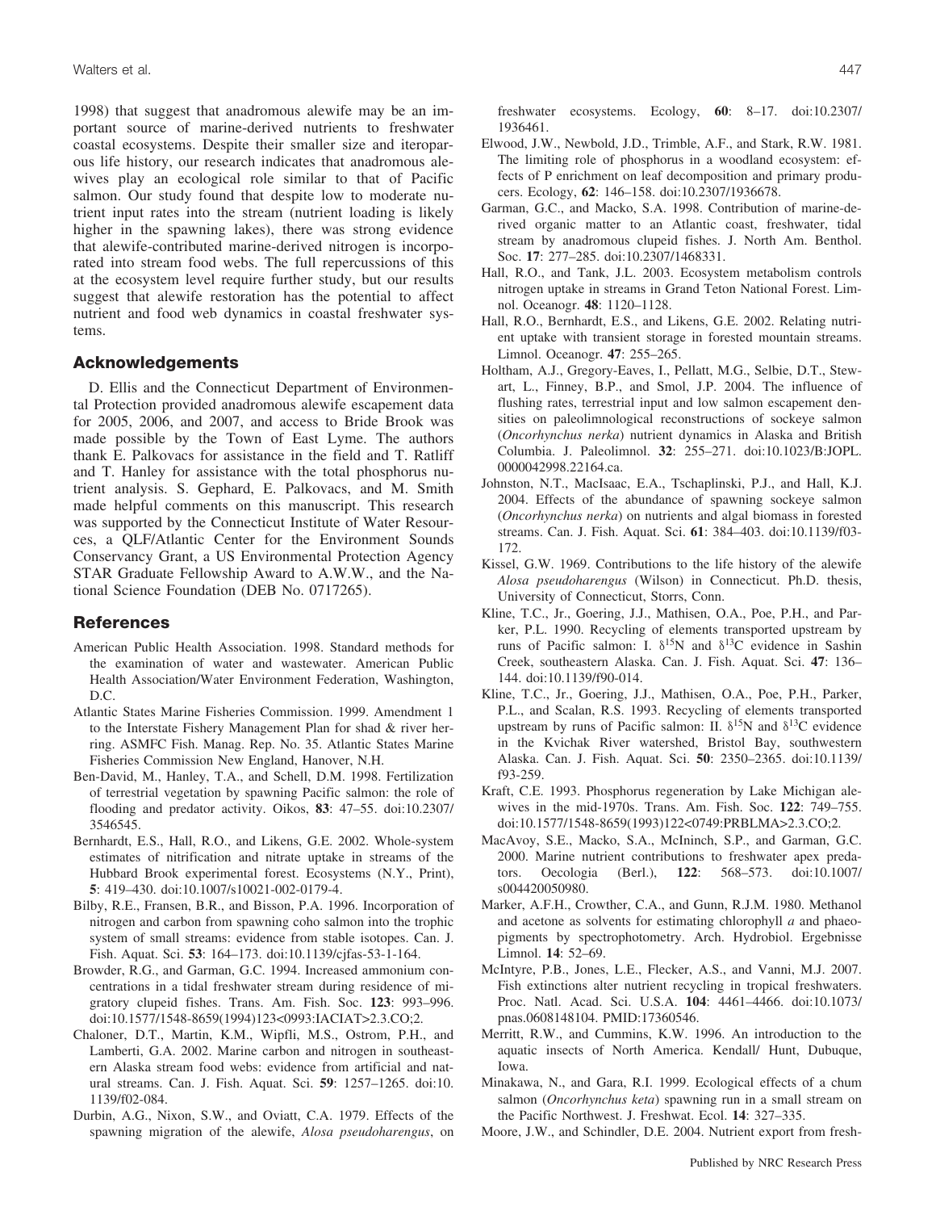1998) that suggest that anadromous alewife may be an important source of marine-derived nutrients to freshwater coastal ecosystems. Despite their smaller size and iteroparous life history, our research indicates that anadromous alewives play an ecological role similar to that of Pacific salmon. Our study found that despite low to moderate nutrient input rates into the stream (nutrient loading is likely higher in the spawning lakes), there was strong evidence that alewife-contributed marine-derived nitrogen is incorporated into stream food webs. The full repercussions of this at the ecosystem level require further study, but our results suggest that alewife restoration has the potential to affect nutrient and food web dynamics in coastal freshwater systems.

## Acknowledgements

D. Ellis and the Connecticut Department of Environmental Protection provided anadromous alewife escapement data for 2005, 2006, and 2007, and access to Bride Brook was made possible by the Town of East Lyme. The authors thank E. Palkovacs for assistance in the field and T. Ratliff and T. Hanley for assistance with the total phosphorus nutrient analysis. S. Gephard, E. Palkovacs, and M. Smith made helpful comments on this manuscript. This research was supported by the Connecticut Institute of Water Resources, a QLF/Atlantic Center for the Environment Sounds Conservancy Grant, a US Environmental Protection Agency STAR Graduate Fellowship Award to A.W.W., and the National Science Foundation (DEB No. 0717265).

## References

American Public Health Association. 1998. Standard methods for the examination of water and wastewater. American Public Health Association/Water Environment Federation, Washington, D.C.

Atlantic States Marine Fisheries Commission. 1999. Amendment 1 to the Interstate Fishery Management Plan for shad & river herring. ASMFC Fish. Manag. Rep. No. 35. Atlantic States Marine Fisheries Commission New England, Hanover, N.H.

Ben-David, M., Hanley, T.A., and Schell, D.M. 1998. Fertilization of terrestrial vegetation by spawning Pacific salmon: the role of flooding and predator activity. Oikos, **83**: 47–55. doi:10.2307/3546545.

Bernhardt, E.S., Hall, R.O., and Likens, G.E. 2002. Whole-system estimates of nitrification and nitrate uptake in streams of the Hubbard Brook experimental forest. Ecosystems (N.Y., Print), **5**: 419–430. doi:10.1007/s10021-002-0179-4.

Bilby, R.E., Fransen, B.R., and Bisson, P.A. 1996. Incorporation of nitrogen and carbon from spawning coho salmon into the trophic system of small streams: evidence from stable isotopes. Can. J. Fish. Aquat. Sci. **53**: 164–173. doi:10.1139/cjfas-53-1-164.

Browder, R.G., and Garman, G.C. 1994. Increased ammonium concentrations in a tidal freshwater stream during residence of migratory clupeid fishes. Trans. Am. Fish. Soc. **123**: 993–996. doi:10.1577/1548-8659(1994)123<0993:IACIAT>2.3.CO;2.

Chaloner, D.T., Martin, K.M., Wipfli, M.S., Ostrom, P.H., and Lamberti, G.A. 2002. Marine carbon and nitrogen in southeastern Alaska stream food webs: evidence from artificial and natural streams. Can. J. Fish. Aquat. Sci. **59**: 1257–1265. doi:10.1139/f02-084.

Durbin, A.G., Nixon, S.W., and Oviatt, C.A. 1979. Effects of the spawning migration of the alewife, *Alosa pseudoharengus*, on freshwater ecosystems. Ecology, **60**: 8–17. doi:10.2307/1936461.

Elwood, J.W., Newbold, J.D., Trimble, A.F., and Stark, R.W. 1981. The limiting role of phosphorus in a woodland ecosystem: effects of P enrichment on leaf decomposition and primary producers. Ecology, **62**: 146–158. doi:10.2307/1936678.

Garman, G.C., and Macko, S.A. 1998. Contribution of marine-derived organic matter to an Atlantic coast, freshwater, tidal stream by anadromous clupeid fishes. J. North Am. Benthol. Soc. **17**: 277–285. doi:10.2307/1468331.

Hall, R.O., and Tank, J.L. 2003. Ecosystem metabolism controls nitrogen uptake in streams in Grand Teton National Forest. Limnol. Oceanogr. **48**: 1120–1128.

Hall, R.O., Bernhardt, E.S., and Likens, G.E. 2002. Relating nutrient uptake with transient storage in forested mountain streams. Limnol. Oceanogr. **47**: 255–265.

Holtham, A.J., Gregory-Eaves, I., Pellatt, M.G., Selbie, D.T., Stewart, L., Finney, B.P., and Smol, J.P. 2004. The influence of flushing rates, terrestrial input and low salmon escapement densities on paleolimnological reconstructions of sockeye salmon (*Oncorhynchus nerka*) nutrient dynamics in Alaska and British Columbia. J. Paleolimnol. **32**: 255–271. doi:10.1023/B:JOPL.0000042998.22164.ca.

Johnston, N.T., MacIsaac, E.A., Tschaplinski, P.J., and Hall, K.J. 2004. Effects of the abundance of spawning sockeye salmon (*Oncorhynchus nerka*) on nutrients and algal biomass in forested streams. Can. J. Fish. Aquat. Sci. **61**: 384–403. doi:10.1139/f03-172.

Kissel, G.W. 1969. Contributions to the life history of the alewife *Alosa pseudoharengus* (Wilson) in Connecticut. Ph.D. thesis, University of Connecticut, Storrs, Conn.

Kline, T.C., Jr., Goering, J.J., Mathisen, O.A., Poe, P.H., and Parker, P.L. 1990. Recycling of elements transported upstream by runs of Pacific salmon: I. $\delta^{15}N$ and $\delta^{13}C$ evidence in Sashin Creek, southeastern Alaska. Can. J. Fish. Aquat. Sci. **47**: 136–144. doi:10.1139/f90-014.

Kline, T.C., Jr., Goering, J.J., Mathisen, O.A., Poe, P.H., Parker, P.L., and Scalan, R.S. 1993. Recycling of elements transported upstream by runs of Pacific salmon: II. $\delta^{15}N$ and $\delta^{13}C$ evidence in the Kvichak River watershed, Bristol Bay, southwestern Alaska. Can. J. Fish. Aquat. Sci. **50**: 2350–2365. doi:10.1139/f93-259.

Kraft, C.E. 1993. Phosphorus regeneration by Lake Michigan alewives in the mid-1970s. Trans. Am. Fish. Soc. **122**: 749–755. doi:10.1577/1548-8659(1993)122<0749:PRBLMA>2.3.CO;2.

MacAvoy, S.E., Macko, S.A., McIninch, S.P., and Garman, G.C. 2000. Marine nutrient contributions to freshwater apex predators. Oecologia (Berl.), **122**: 568–573. doi:10.1007/s004420050980.

Marker, A.F.H., Crowther, C.A., and Gunn, R.J.M. 1980. Methanol and acetone as solvents for estimating chlorophyll *a* and phaeopigments by spectrophotometry. Arch. Hydrobiol. Ergebnisse Limnol. **14**: 52–69.

McIntyre, P.B., Jones, L.E., Flecker, A.S., and Vanni, M.J. 2007. Fish extinctions alter nutrient recycling in tropical freshwaters. Proc. Natl. Acad. Sci. U.S.A. **104**: 4461–4466. doi:10.1073/pnas.0608148104. PMID:17360546.

Merritt, R.W., and Cummins, K.W. 1996. An introduction to the aquatic insects of North America. Kendall/ Hunt, Dubuque, Iowa.

Minakawa, N., and Gara, R.I. 1999. Ecological effects of a chum salmon (*Oncorhynchus keta*) spawning run in a small stream on the Pacific Northwest. J. Freshwat. Ecol. **14**: 327–335.

Moore, J.W., and Schindler, D.E. 2004. Nutrient export from fresh-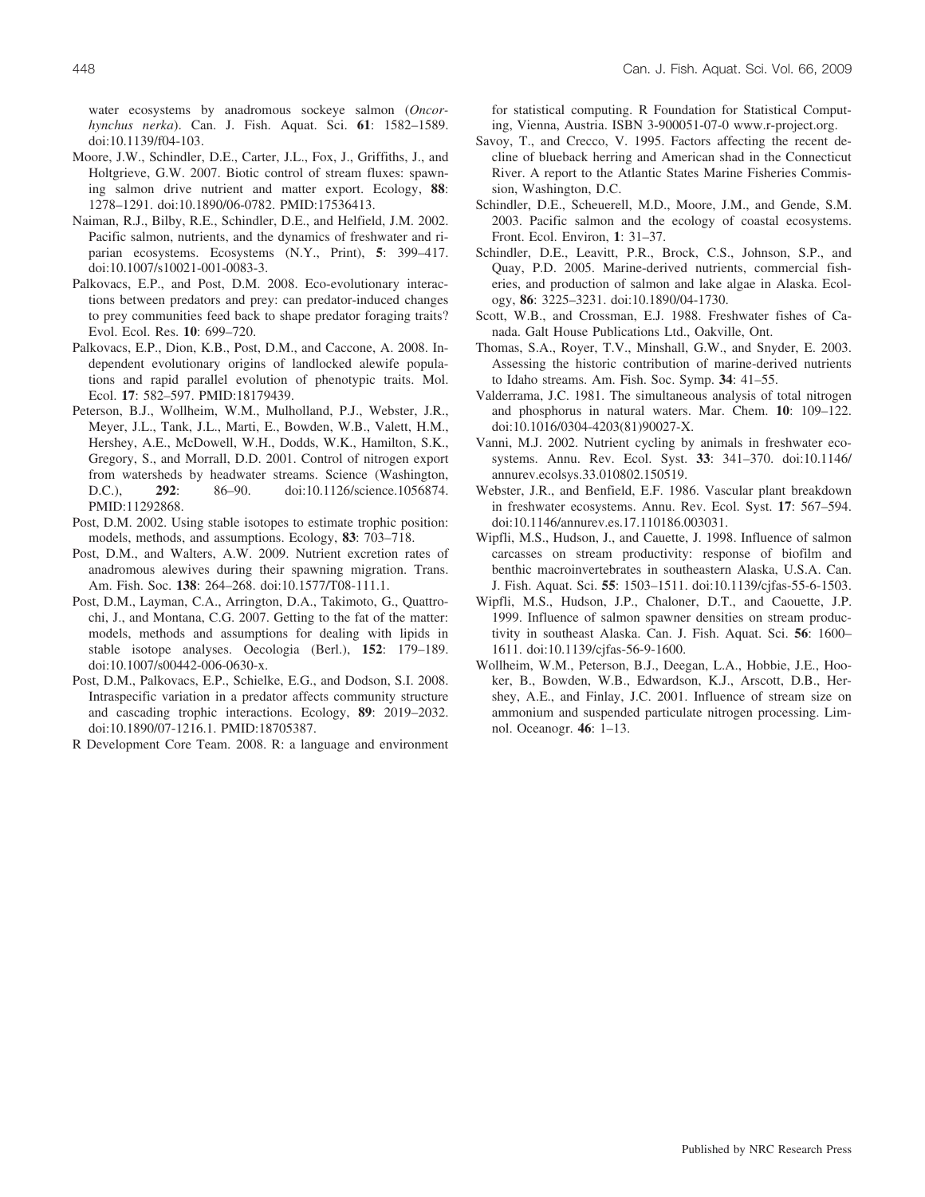water ecosystems by anadromous sockeye salmon (*Oncorhynchus nerka*). Can. J. Fish. Aquat. Sci. **61**: 1582–1589. doi:10.1139/f04-103.

Moore, J.W., Schindler, D.E., Carter, J.L., Fox, J., Griffiths, J., and Holtgrieve, G.W. 2007. Biotic control of stream fluxes: spawning salmon drive nutrient and matter export. Ecology, **88**: 1278–1291. doi:10.1890/06-0782. PMID:17536413.

Naiman, R.J., Bilby, R.E., Schindler, D.E., and Helfield, J.M. 2002. Pacific salmon, nutrients, and the dynamics of freshwater and riparian ecosystems. Ecosystems (N.Y., Print), **5**: 399–417. doi:10.1007/s10021-001-0083-3.

Palkovacs, E.P., and Post, D.M. 2008. Eco-evolutionary interactions between predators and prey: can predator-induced changes to prey communities feed back to shape predator foraging traits? Evol. Ecol. Res. **10**: 699–720.

Palkovacs, E.P., Dion, K.B., Post, D.M., and Caccone, A. 2008. Independent evolutionary origins of landlocked alewife populations and rapid parallel evolution of phenotypic traits. Mol. Ecol. **17**: 582–597. PMID:18179439.

Peterson, B.J., Wollheim, W.M., Mulholland, P.J., Webster, J.R., Meyer, J.L., Tank, J.L., Marti, E., Bowden, W.B., Valett, H.M., Hershey, A.E., McDowell, W.H., Dodds, W.K., Hamilton, S.K., Gregory, S., and Morrall, D.D. 2001. Control of nitrogen export from watersheds by headwater streams. Science (Washington, D.C.), **292**: 86–90. doi:10.1126/science.1056874. PMID:11292868.

Post, D.M. 2002. Using stable isotopes to estimate trophic position: models, methods, and assumptions. Ecology, **83**: 703–718.

Post, D.M., and Walters, A.W. 2009. Nutrient excretion rates of anadromous alewives during their spawning migration. Trans. Am. Fish. Soc. **138**: 264–268. doi:10.1577/T08-111.1.

Post, D.M., Layman, C.A., Arrington, D.A., Takimoto, G., Quattrochi, J., and Montana, C.G. 2007. Getting to the fat of the matter: models, methods and assumptions for dealing with lipids in stable isotope analyses. Oecologia (Berl.), **152**: 179–189. doi:10.1007/s00442-006-0630-x.

Post, D.M., Palkovacs, E.P., Schielke, E.G., and Dodson, S.I. 2008. Intraspecific variation in a predator affects community structure and cascading trophic interactions. Ecology, **89**: 2019–2032. doi:10.1890/07-1216.1. PMID:18705387.

R Development Core Team. 2008. R: a language and environment for statistical computing. R Foundation for Statistical Computing, Vienna, Austria. ISBN 3-900051-07-0 www.r-project.org.

Savoy, T., and Crecco, V. 1995. Factors affecting the recent decline of blueback herring and American shad in the Connecticut River. A report to the Atlantic States Marine Fisheries Commission, Washington, D.C.

Schindler, D.E., Scheuerell, M.D., Moore, J.M., and Gende, S.M. 2003. Pacific salmon and the ecology of coastal ecosystems. Front. Ecol. Environ, **1**: 31–37.

Schindler, D.E., Leavitt, P.R., Brock, C.S., Johnson, S.P., and Quay, P.D. 2005. Marine-derived nutrients, commercial fisheries, and production of salmon and lake algae in Alaska. Ecology, **86**: 3225–3231. doi:10.1890/04-1730.

Scott, W.B., and Crossman, E.J. 1988. Freshwater fishes of Canada. Galt House Publications Ltd., Oakville, Ont.

Thomas, S.A., Royer, T.V., Minshall, G.W., and Snyder, E. 2003. Assessing the historic contribution of marine-derived nutrients to Idaho streams. Am. Fish. Soc. Symp. **34**: 41–55.

Valderrama, J.C. 1981. The simultaneous analysis of total nitrogen and phosphorus in natural waters. Mar. Chem. **10**: 109–122. doi:10.1016/0304-4203(81)90027-X.

Vanni, M.J. 2002. Nutrient cycling by animals in freshwater ecosystems. Annu. Rev. Ecol. Syst. **33**: 341–370. doi:10.1146/annurev.ecolsys.33.010802.150519.

Webster, J.R., and Benfield, E.F. 1986. Vascular plant breakdown in freshwater ecosystems. Annu. Rev. Ecol. Syst. **17**: 567–594. doi:10.1146/annurev.es.17.110186.003031.

Wipfli, M.S., Hudson, J., and Cauette, J. 1998. Influence of salmon carcasses on stream productivity: response of biofilm and benthic macroinvertebrates in southeastern Alaska, U.S.A. Can. J. Fish. Aquat. Sci. **55**: 1503–1511. doi:10.1139/cjfas-55-6-1503.

Wipfli, M.S., Hudson, J.P., Chaloner, D.T., and Caouette, J.P. 1999. Influence of salmon spawner densities on stream productivity in southeast Alaska. Can. J. Fish. Aquat. Sci. **56**: 1600–1611. doi:10.1139/cjfas-56-9-1600.

Wollheim, W.M., Peterson, B.J., Deegan, L.A., Hobbie, J.E., Hooker, B., Bowden, W.B., Edwardson, K.J., Arscott, D.B., Hershey, A.E., and Finlay, J.C. 2001. Influence of stream size on ammonium and suspended particulate nitrogen processing. Limnol. Oceanogr. **46**: 1–13.